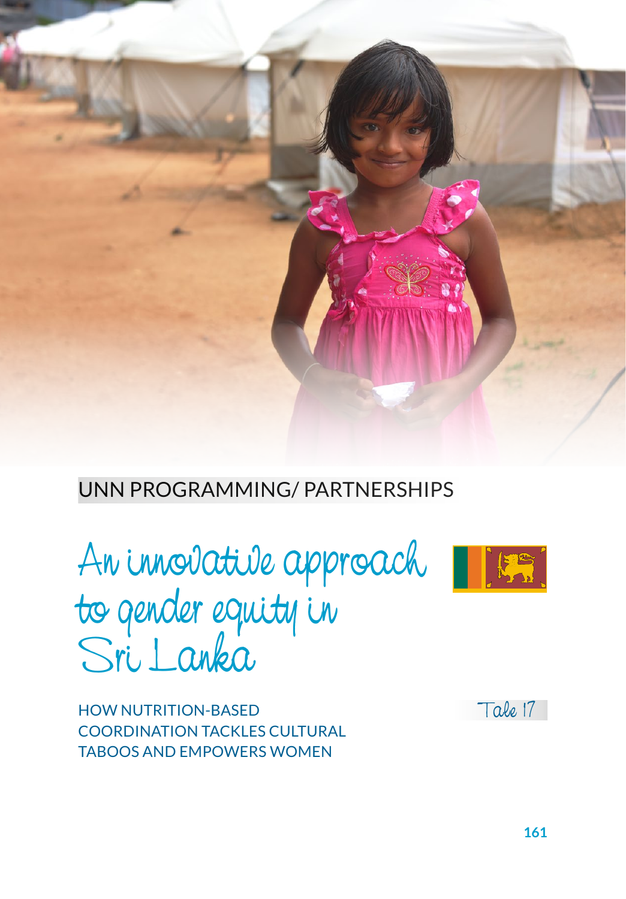UNN PROGRAMMING/ PARTNERSHIPS

# An innovative approach to gender equity in Sri Lanka

Tale 17

## HOW NUTRITION-BASED COORDINATION TACKLES CULTURAL TABOOS AND EMPOWERS WOMEN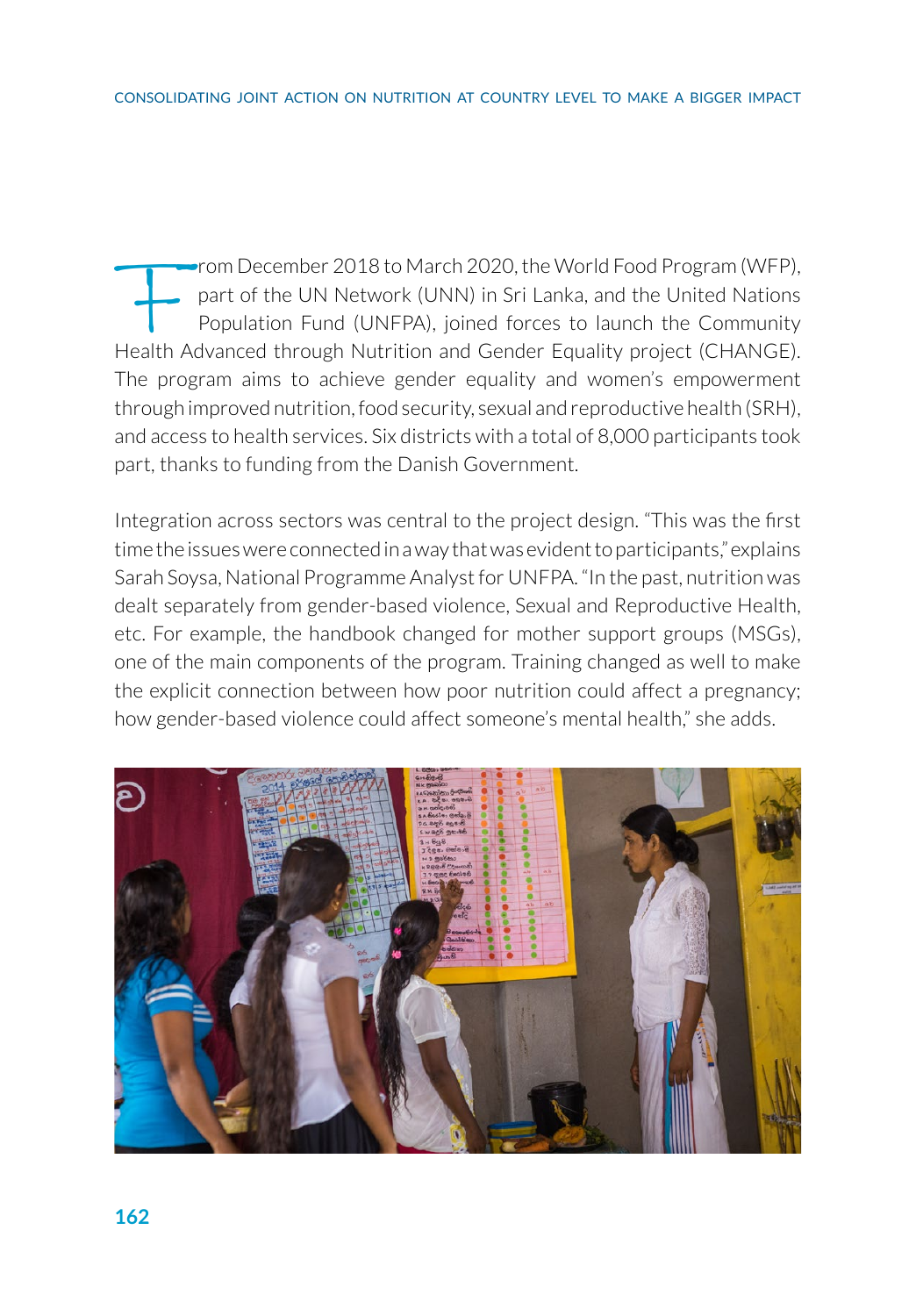From December 2018 to March 2020, the World Food Program (WFP), part of the UN Network (UNN) in Sri Lanka, and the United Nations Population Fund (UNFPA), joined forces to launch the Community Health Advanced through Nutrition and Gender Equality project (CHANGE). The program aims to achieve gender equality and women's empowerment through improved nutrition, food security, sexual and reproductive health (SRH), and access to health services. Six districts with a total of 8,000 participants took part, thanks to funding from the Danish Government.

Integration across sectors was central to the project design. "This was the first time the issues were connected in a way that was evident to participants," explains Sarah Soysa, National Programme Analyst for UNFPA. "In the past, nutrition was dealt separately from gender-based violence, Sexual and Reproductive Health, etc. For example, the handbook changed for mother support groups (MSGs), one of the main components of the program. Training changed as well to make the explicit connection between how poor nutrition could affect a pregnancy; how gender-based violence could affect someone's mental health," she adds.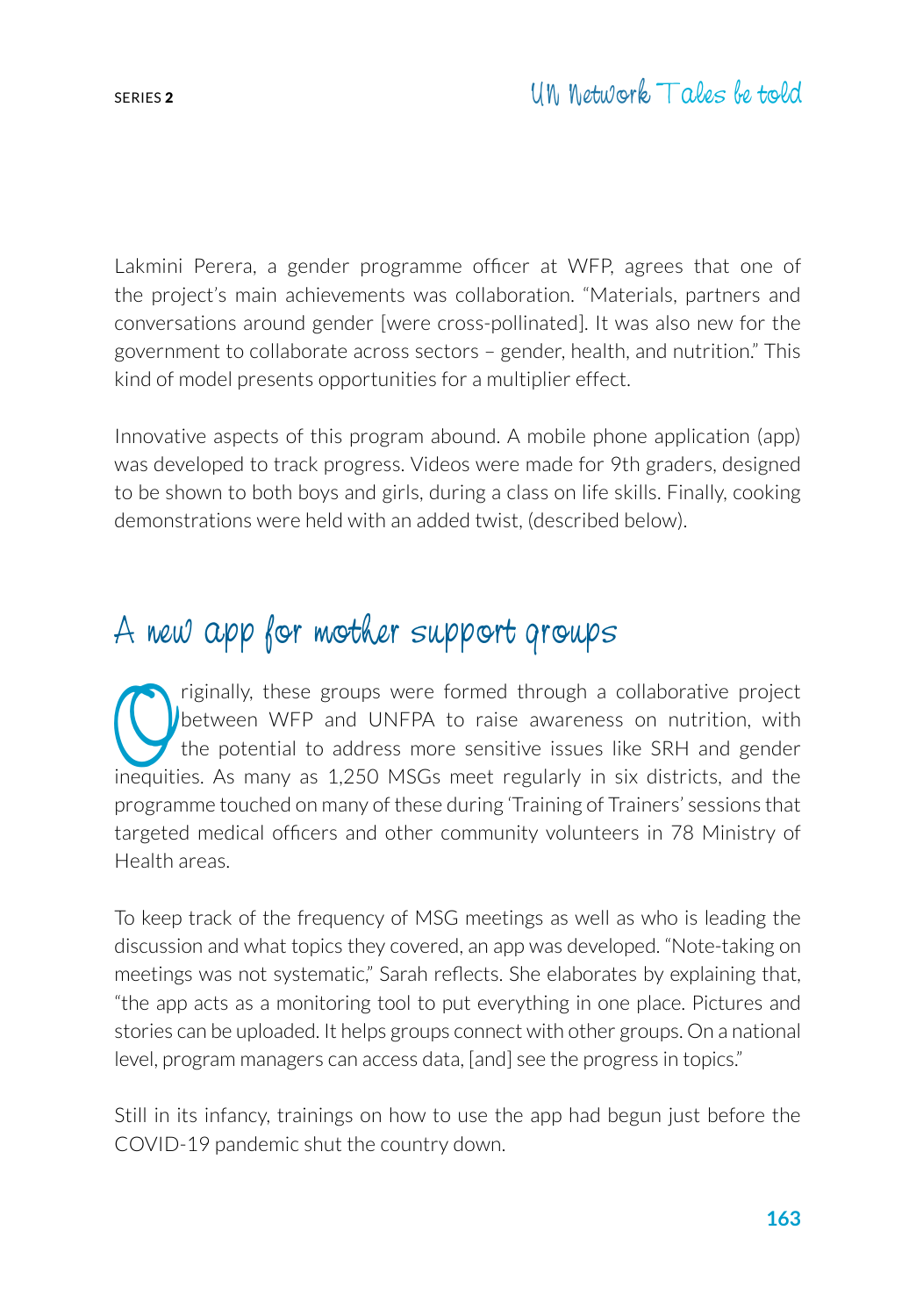Lakmini Perera, a gender programme officer at WFP, agrees that one of the project's main achievements was collaboration. "Materials, partners and conversations around gender [were cross-pollinated]. It was also new for the government to collaborate across sectors – gender, health, and nutrition." This kind of model presents opportunities for a multiplier effect.

Innovative aspects of this program abound. A mobile phone application (app) was developed to track progress. Videos were made for 9th graders, designed to be shown to both boys and girls, during a class on life skills. Finally, cooking demonstrations were held with an added twist, (described below).

## A new app for mother support groups

Originally, these groups were formed through a collaborative project between WFP and UNFPA to raise awareness on nutrition, with the potential to address more sensitive issues like SRH and gender inequities. As many as 1,250 MSGs meet regularly in six districts, and the programme touched on many of these during 'Training of Trainers' sessions that targeted medical officers and other community volunteers in 78 Ministry of Health areas.

To keep track of the frequency of MSG meetings as well as who is leading the discussion and what topics they covered, an app was developed. "Note-taking on meetings was not systematic," Sarah reflects. She elaborates by explaining that, "the app acts as a monitoring tool to put everything in one place. Pictures and stories can be uploaded. It helps groups connect with other groups. On a national level, program managers can access data, [and] see the progress in topics."

Still in its infancy, trainings on how to use the app had begun just before the COVID-19 pandemic shut the country down.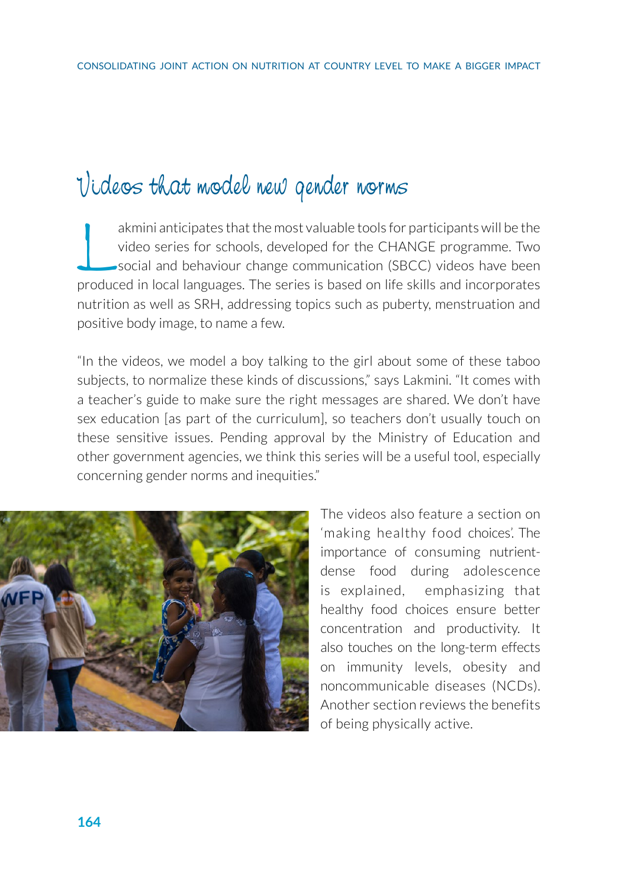# Videos that model new gender norms

Lakmini anticipates that the most valuable tools for participants will be the video series for schools, developed for the CHANGE programme. Two social and behaviour change communication (SBCC) videos have been produced in local languages. The series is based on life skills and incorporates nutrition as well as SRH, addressing topics such as puberty, menstruation and positive body image, to name a few.

"In the videos, we model a boy talking to the girl about some of these taboo subjects, to normalize these kinds of discussions," says Lakmini. "It comes with a teacher's guide to make sure the right messages are shared. We don't have sex education [as part of the curriculum], so teachers don't usually touch on these sensitive issues. Pending approval by the Ministry of Education and other government agencies, we think this series will be a useful tool, especially concerning gender norms and inequities."

The videos also feature a section on 'making healthy food choices'. The importance of consuming nutrient-dense food during adolescence is explained, emphasizing that healthy food choices ensure better concentration and productivity. It also touches on the long-term effects on immunity levels, obesity and noncommunicable diseases (NCDs). Another section reviews the benefits of being physically active.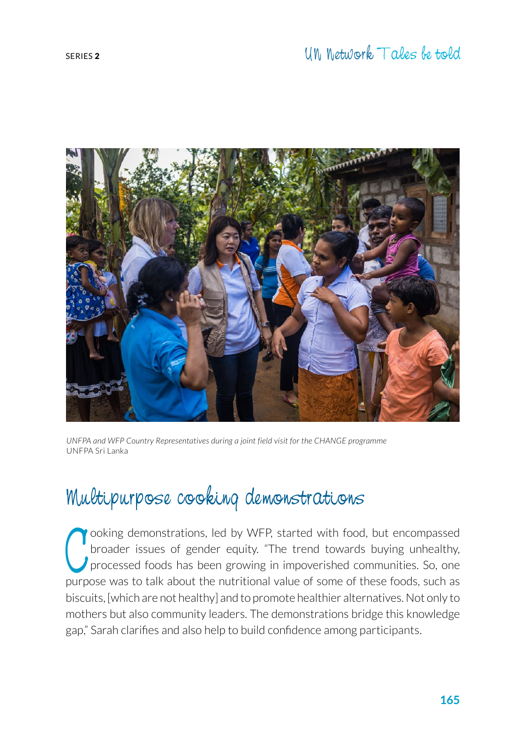*UNFPA and WFP Country Representatives during a joint field visit for the CHANGE programme*
UNFPA Sri Lanka

## Multipurpose cooking demonstrations

Cooking demonstrations, led by WFP, started with food, but encompassed broader issues of gender equity. "The trend towards buying unhealthy, processed foods has been growing in impoverished communities. So, one purpose was to talk about the nutritional value of some of these foods, such as biscuits, [which are not healthy] and to promote healthier alternatives. Not only to mothers but also community leaders. The demonstrations bridge this knowledge gap," Sarah clarifies and also help to build confidence among participants.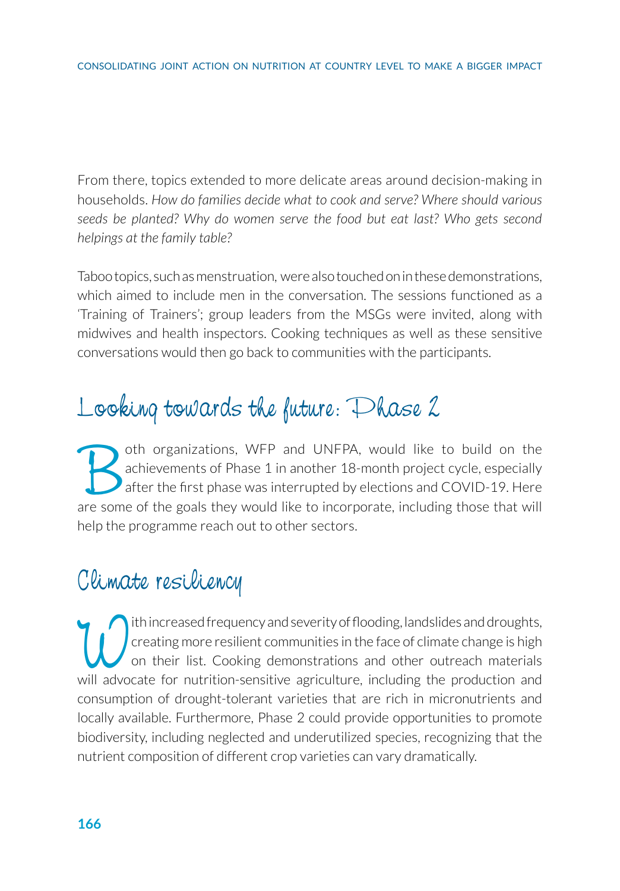From there, topics extended to more delicate areas around decision-making in households. *How do families decide what to cook and serve? Where should various seeds be planted? Why do women serve the food but eat last? Who gets second helpings at the family table?*

Taboo topics, such as menstruation, were also touched on in these demonstrations, which aimed to include men in the conversation. The sessions functioned as a 'Training of Trainers'; group leaders from the MSGs were invited, along with midwives and health inspectors. Cooking techniques as well as these sensitive conversations would then go back to communities with the participants.

## Looking towards the future: Phase 2

Both organizations, WFP and UNFPA, would like to build on the achievements of Phase 1 in another 18-month project cycle, especially after the first phase was interrupted by elections and COVID-19. Here are some of the goals they would like to incorporate, including those that will help the programme reach out to other sectors.

## Climate resiliency

With increased frequency and severity of flooding, landslides and droughts, creating more resilient communities in the face of climate change is high on their list. Cooking demonstrations and other outreach materials will advocate for nutrition-sensitive agriculture, including the production and consumption of drought-tolerant varieties that are rich in micronutrients and locally available. Furthermore, Phase 2 could provide opportunities to promote biodiversity, including neglected and underutilized species, recognizing that the nutrient composition of different crop varieties can vary dramatically.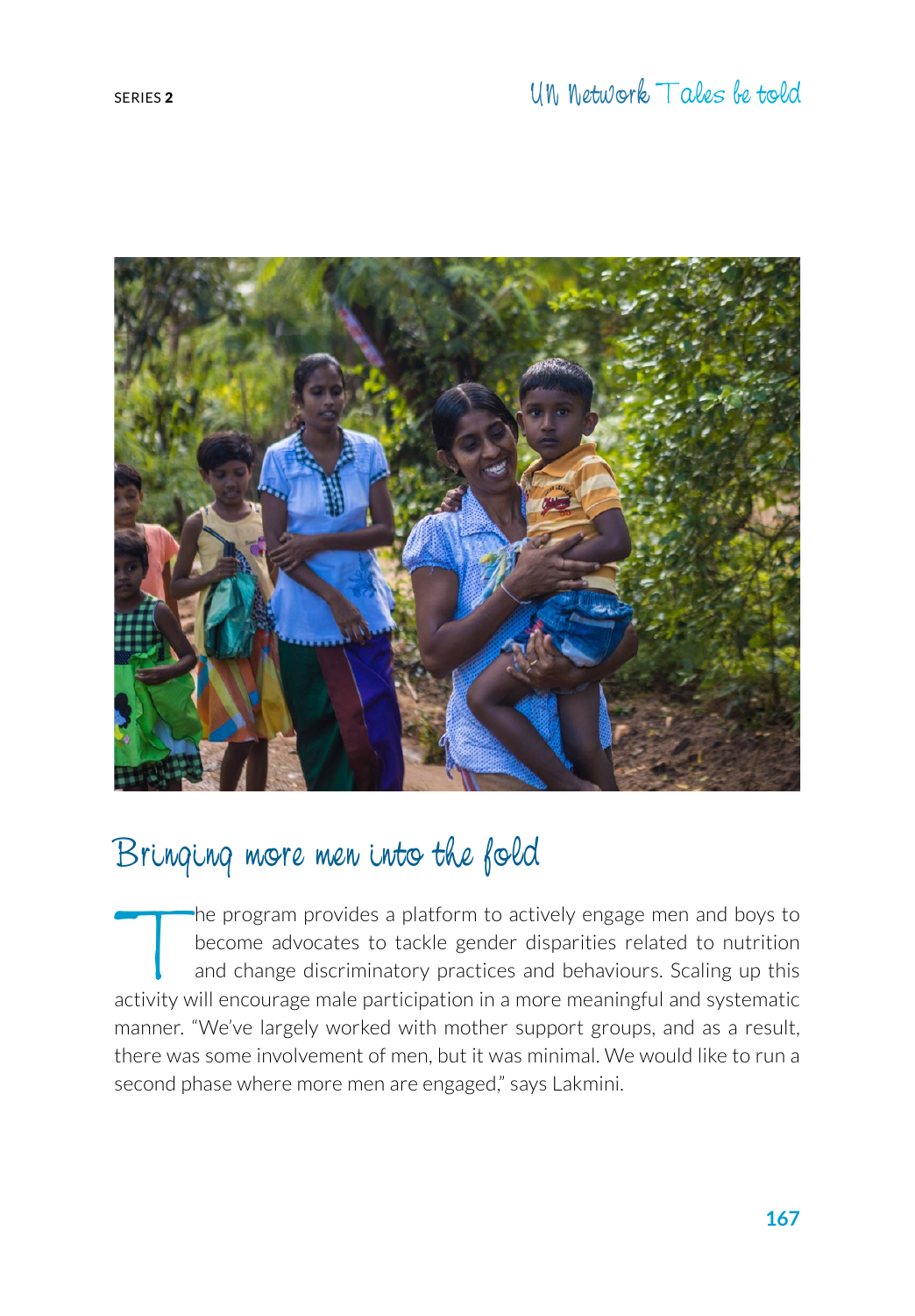## Bringing more men into the fold

The program provides a platform to actively engage men and boys to become advocates to tackle gender disparities related to nutrition and change discriminatory practices and behaviours. Scaling up this activity will encourage male participation in a more meaningful and systematic manner. "We've largely worked with mother support groups, and as a result, there was some involvement of men, but it was minimal. We would like to run a second phase where more men are engaged," says Lakmini.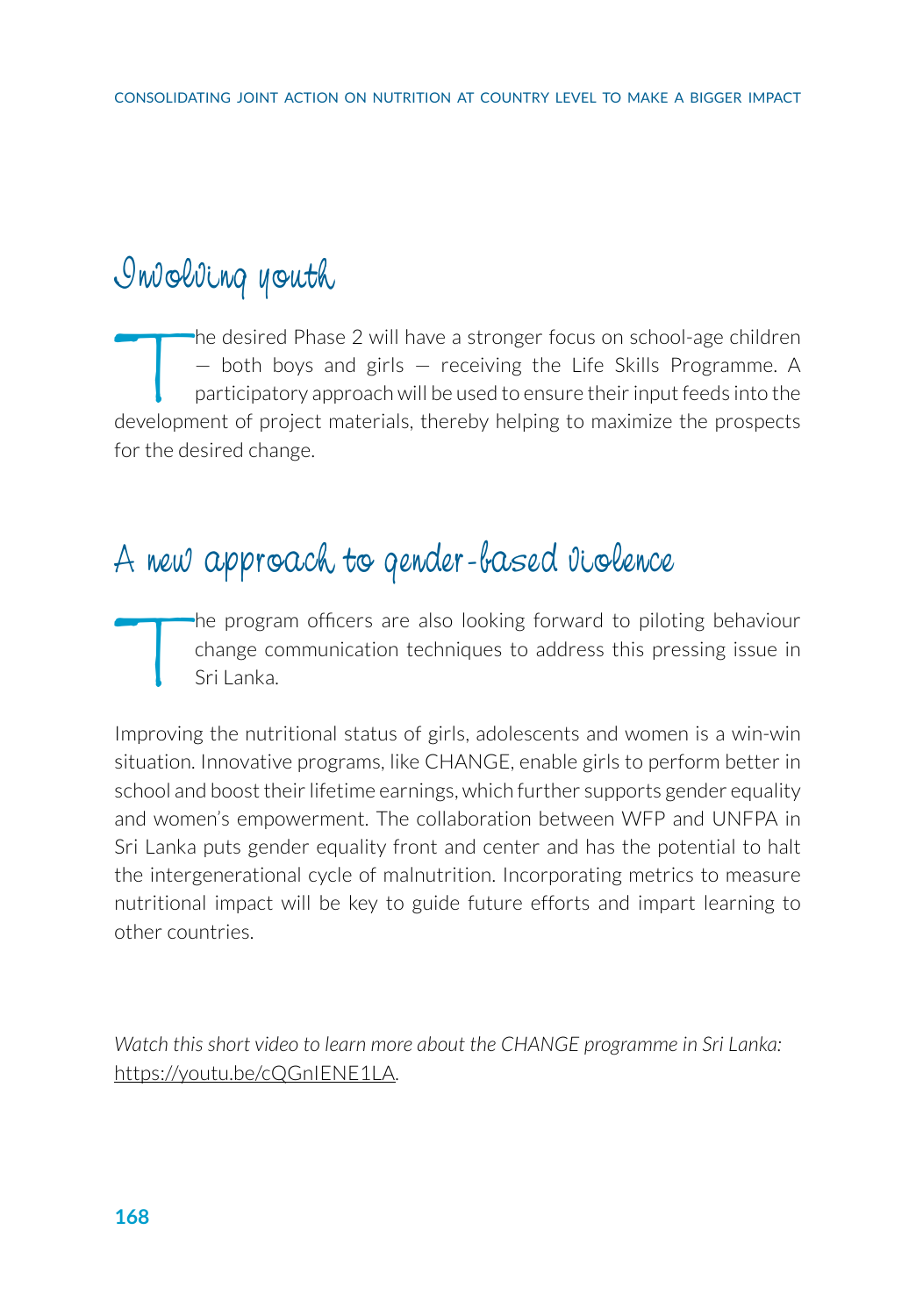## Involving youth

The desired Phase 2 will have a stronger focus on school-age children — both boys and girls — receiving the Life Skills Programme. A participatory approach will be used to ensure their input feeds into the development of project materials, thereby helping to maximize the prospects for the desired change.

## A new approach to gender-based violence

The program officers are also looking forward to piloting behaviour change communication techniques to address this pressing issue in Sri Lanka.

Improving the nutritional status of girls, adolescents and women is a win-win situation. Innovative programs, like CHANGE, enable girls to perform better in school and boost their lifetime earnings, which further supports gender equality and women's empowerment. The collaboration between WFP and UNFPA in Sri Lanka puts gender equality front and center and has the potential to halt the intergenerational cycle of malnutrition. Incorporating metrics to measure nutritional impact will be key to guide future efforts and impart learning to other countries.

*Watch this short video to learn more about the CHANGE programme in Sri Lanka:* https://youtu.be/cQGnIENE1LA.